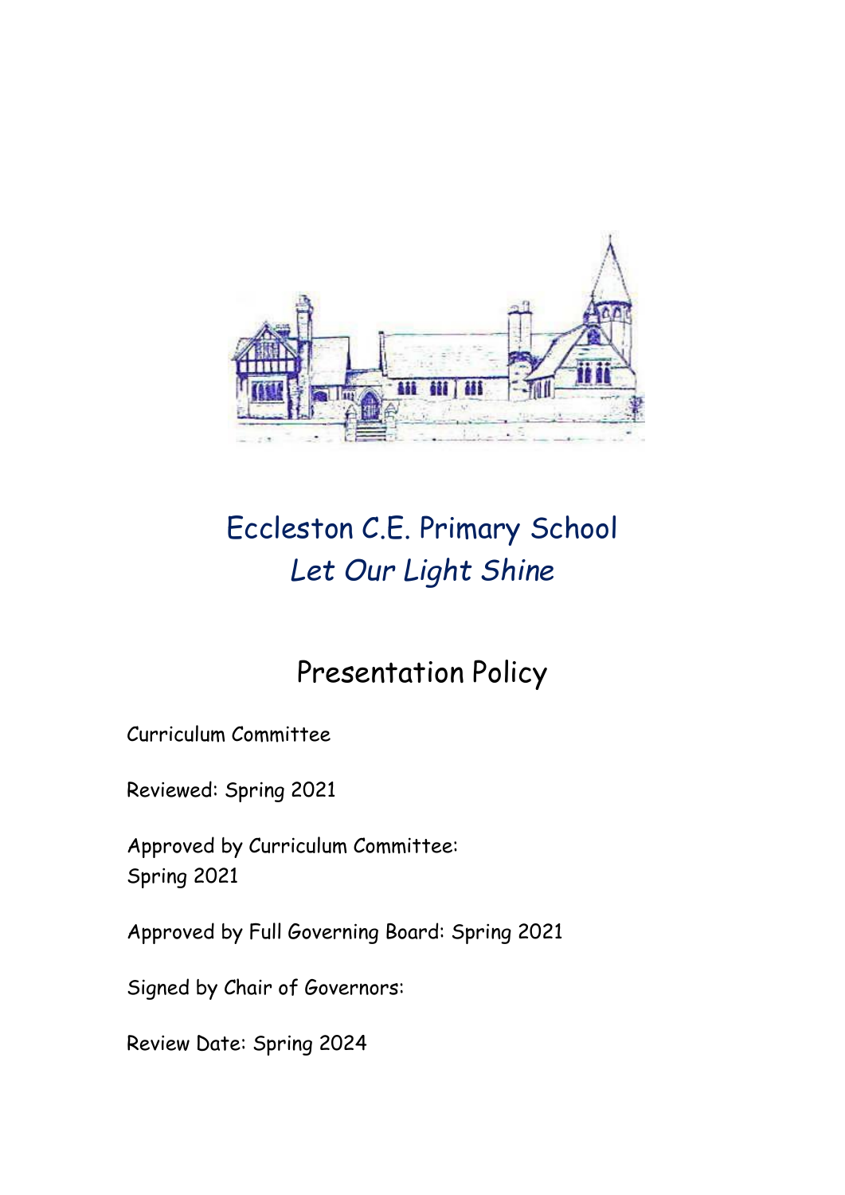# Eccleston C.E. Primary School

*Let Our Light Shine*

## Presentation Policy

Curriculum Committee

Reviewed: Spring 2021

Approved by Curriculum Committee:
Spring 2021

Approved by Full Governing Board: Spring 2021

Signed by Chair of Governors:

Review Date: Spring 2024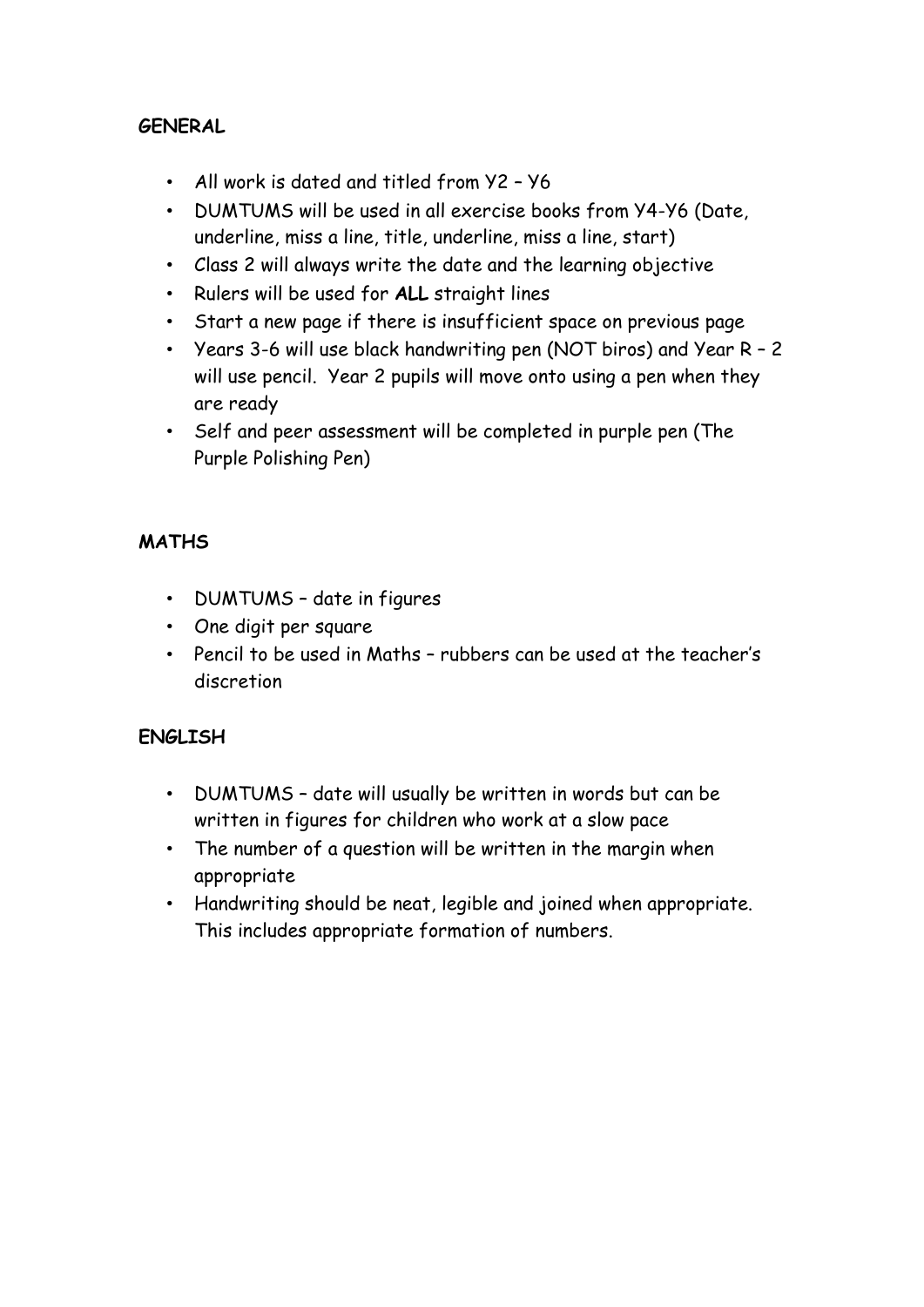**GENERAL**

- All work is dated and titled from Y2 – Y6
- DUMTUMS will be used in all exercise books from Y4-Y6 (Date, underline, miss a line, title, underline, miss a line, start)
- Class 2 will always write the date and the learning objective
- Rulers will be used for **ALL** straight lines
- Start a new page if there is insufficient space on previous page
- Years 3-6 will use black handwriting pen (NOT biros) and Year R – 2 will use pencil. Year 2 pupils will move onto using a pen when they are ready
- Self and peer assessment will be completed in purple pen (The Purple Polishing Pen)

**MATHS**

- DUMTUMS – date in figures
- One digit per square
- Pencil to be used in Maths – rubbers can be used at the teacher's discretion

**ENGLISH**

- DUMTUMS – date will usually be written in words but can be written in figures for children who work at a slow pace
- The number of a question will be written in the margin when appropriate
- Handwriting should be neat, legible and joined when appropriate. This includes appropriate formation of numbers.